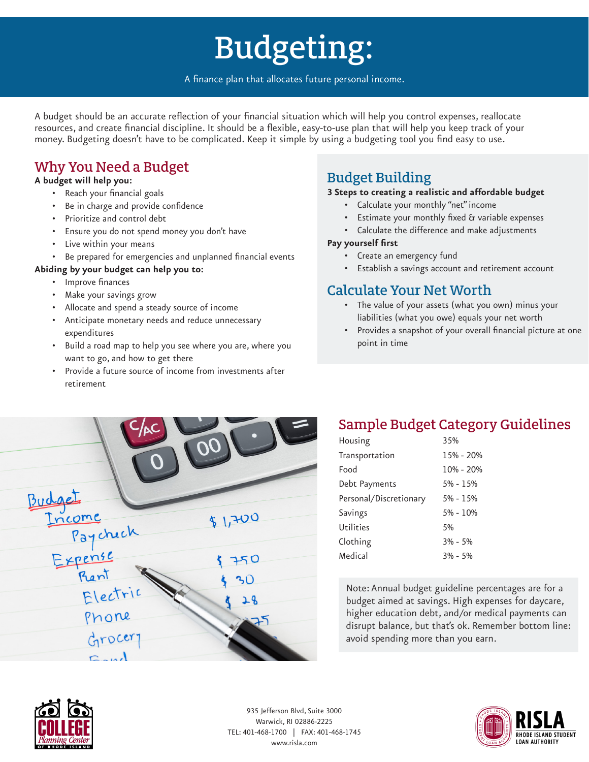# Budgeting:

A finance plan that allocates future personal income.

A budget should be an accurate reflection of your financial situation which will help you control expenses, reallocate resources, and create financial discipline. It should be a flexible, easy-to-use plan that will help you keep track of your money. Budgeting doesn't have to be complicated. Keep it simple by using a budgeting tool you find easy to use.

## Why You Need a Budget

**A budget will help you:**

- Reach your financial goals
- Be in charge and provide confidence
- Prioritize and control debt
- Ensure you do not spend money you don't have
- Live within your means
- Be prepared for emergencies and unplanned financial events

**Abiding by your budget can help you to:**

- Improve finances
- Make your savings grow
- Allocate and spend a steady source of income
- Anticipate monetary needs and reduce unnecessary expenditures
- Build a road map to help you see where you are, where you want to go, and how to get there
- Provide a future source of income from investments after retirement

## Budget Building

**3 Steps to creating a realistic and affordable budget**

- Calculate your monthly "net" income
- Estimate your monthly fixed & variable expenses
- Calculate the difference and make adjustments

**Pay yourself first**

- Create an emergency fund
- Establish a savings account and retirement account

## Calculate Your Net Worth

- The value of your assets (what you own) minus your liabilities (what you owe) equals your net worth
- Provides a snapshot of your overall financial picture at one point in time

## Sample Budget Category Guidelines

| Category | Percentage |
|---|---|
| Housing | 35% |
| Transportation | 15% - 20% |
| Food | 10% - 20% |
| Debt Payments | 5% - 15% |
| Personal/Discretionary | 5% - 15% |
| Savings | 5% - 10% |
| Utilities | 5% |
| Clothing | 3% - 5% |
| Medical | 3% - 5% |

Note: Annual budget guideline percentages are for a budget aimed at savings. High expenses for daycare, higher education debt, and/or medical payments can disrupt balance, but that's ok. Remember bottom line: avoid spending more than you earn.

935 Jefferson Blvd, Suite 3000
Warwick, RI 02886-2225
TEL: 401-468-1700 | FAX: 401-468-1745
www.risla.com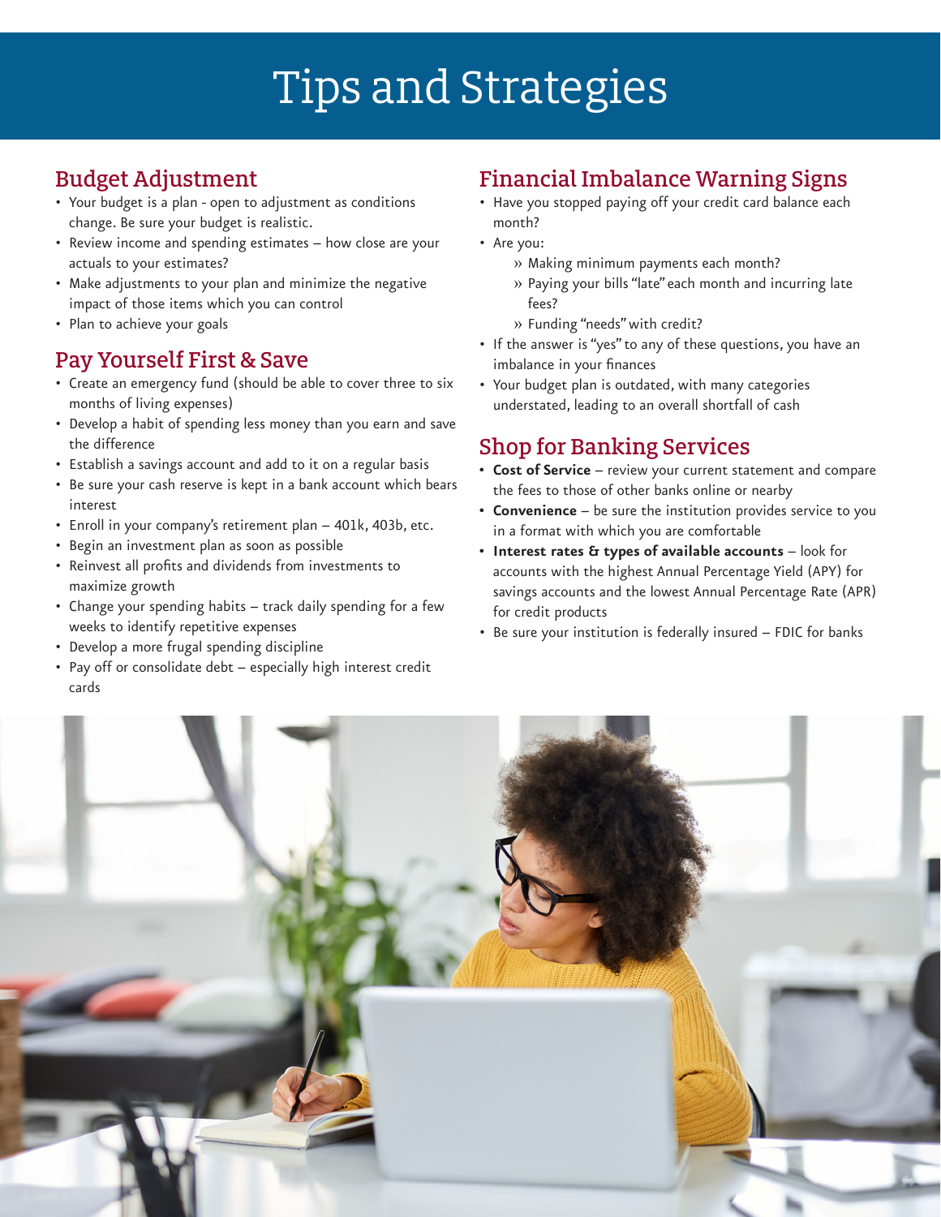# Tips and Strategies

## Budget Adjustment

- Your budget is a plan - open to adjustment as conditions change. Be sure your budget is realistic.
- Review income and spending estimates – how close are your actuals to your estimates?
- Make adjustments to your plan and minimize the negative impact of those items which you can control
- Plan to achieve your goals

## Pay Yourself First & Save

- Create an emergency fund (should be able to cover three to six months of living expenses)
- Develop a habit of spending less money than you earn and save the difference
- Establish a savings account and add to it on a regular basis
- Be sure your cash reserve is kept in a bank account which bears interest
- Enroll in your company's retirement plan – 401k, 403b, etc.
- Begin an investment plan as soon as possible
- Reinvest all profits and dividends from investments to maximize growth
- Change your spending habits – track daily spending for a few weeks to identify repetitive expenses
- Develop a more frugal spending discipline
- Pay off or consolidate debt – especially high interest credit cards

## Financial Imbalance Warning Signs

- Have you stopped paying off your credit card balance each month?
- Are you:
  - Making minimum payments each month?
  - Paying your bills "late" each month and incurring late fees?
  - Funding "needs" with credit?
- If the answer is "yes" to any of these questions, you have an imbalance in your finances
- Your budget plan is outdated, with many categories understated, leading to an overall shortfall of cash

## Shop for Banking Services

- **Cost of Service** – review your current statement and compare the fees to those of other banks online or nearby
- **Convenience** – be sure the institution provides service to you in a format with which you are comfortable
- **Interest rates & types of available accounts** – look for accounts with the highest Annual Percentage Yield (APY) for savings accounts and the lowest Annual Percentage Rate (APR) for credit products
- Be sure your institution is federally insured – FDIC for banks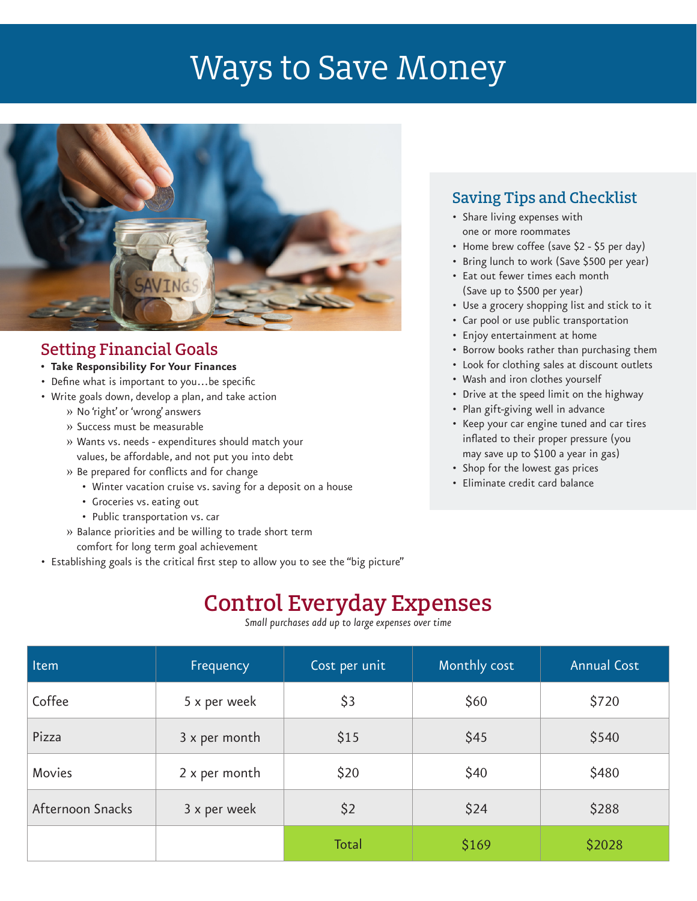# Ways to Save Money

## Setting Financial Goals

- **Take Responsibility For Your Finances**
- Define what is important to you…be specific
- Write goals down, develop a plan, and take action
  - » No 'right' or 'wrong' answers
  - » Success must be measurable
  - » Wants vs. needs - expenditures should match your values, be affordable, and not put you into debt
  - » Be prepared for conflicts and for change
    - Winter vacation cruise vs. saving for a deposit on a house
    - Groceries vs. eating out
    - Public transportation vs. car
  - » Balance priorities and be willing to trade short term comfort for long term goal achievement
- Establishing goals is the critical first step to allow you to see the "big picture"

## Saving Tips and Checklist

- Share living expenses with one or more roommates
- Home brew coffee (save $2 - $5 per day)
- Bring lunch to work (Save $500 per year)
- Eat out fewer times each month (Save up to $500 per year)
- Use a grocery shopping list and stick to it
- Car pool or use public transportation
- Enjoy entertainment at home
- Borrow books rather than purchasing them
- Look for clothing sales at discount outlets
- Wash and iron clothes yourself
- Drive at the speed limit on the highway
- Plan gift-giving well in advance
- Keep your car engine tuned and car tires inflated to their proper pressure (you may save up to $100 a year in gas)
- Shop for the lowest gas prices
- Eliminate credit card balance

## Control Everyday Expenses

*Small purchases add up to large expenses over time*

| Item | Frequency | Cost per unit | Monthly cost | Annual Cost |
|---|---|---|---|---|
| Coffee | 5 x per week | $3 | $60 | $720 |
| Pizza | 3 x per month | $15 | $45 | $540 |
| Movies | 2 x per month | $20 | $40 | $480 |
| Afternoon Snacks | 3 x per week | $2 | $24 | $288 |
| | | Total | $169 | $2028 |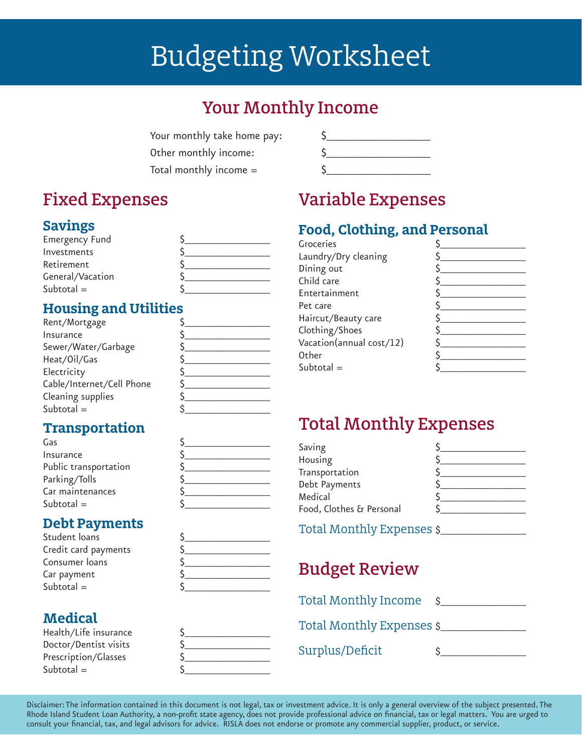# Budgeting Worksheet

## Your Monthly Income

| | |
|---|---|
| Your monthly take home pay: | $__________________ |
| Other monthly income: | $__________________ |
| Total monthly income = | $__________________ |

## Fixed Expenses

### Savings

| | |
|---|---|
| Emergency Fund | $________________ |
| Investments | $________________ |
| Retirement | $________________ |
| General/Vacation | $________________ |
| Subtotal = | $________________ |

### Housing and Utilities

| | |
|---|---|
| Rent/Mortgage | $________________ |
| Insurance | $________________ |
| Sewer/Water/Garbage | $________________ |
| Heat/Oil/Gas | $________________ |
| Electricity | $________________ |
| Cable/Internet/Cell Phone | $________________ |
| Cleaning supplies | $________________ |
| Subtotal = | $________________ |

### Transportation

| | |
|---|---|
| Gas | $________________ |
| Insurance | $________________ |
| Public transportation | $________________ |
| Parking/Tolls | $________________ |
| Car maintenances | $________________ |
| Subtotal = | $________________ |

### Debt Payments

| | |
|---|---|
| Student loans | $________________ |
| Credit card payments | $________________ |
| Consumer loans | $________________ |
| Car payment | $________________ |
| Subtotal = | $________________ |

### Medical

| | |
|---|---|
| Health/Life insurance | $________________ |
| Doctor/Dentist visits | $________________ |
| Prescription/Glasses | $________________ |
| Subtotal = | $________________ |

## Variable Expenses

### Food, Clothing, and Personal

| | |
|---|---|
| Groceries | $________________ |
| Laundry/Dry cleaning | $________________ |
| Dining out | $________________ |
| Child care | $________________ |
| Entertainment | $________________ |
| Pet care | $________________ |
| Haircut/Beauty care | $________________ |
| Clothing/Shoes | $________________ |
| Vacation(annual cost/12) | $________________ |
| Other | $________________ |
| Subtotal = | $________________ |

## Total Monthly Expenses

| | |
|---|---|
| Saving | $________________ |
| Housing | $________________ |
| Transportation | $________________ |
| Debt Payments | $________________ |
| Medical | $________________ |
| Food, Clothes & Personal | $________________ |

Total Monthly Expenses $________________

## Budget Review

| | |
|---|---|
| Total Monthly Income | $________________ |
| Total Monthly Expenses | $________________ |
| Surplus/Deficit | $________________ |

Disclaimer: The information contained in this document is not legal, tax or investment advice. It is only a general overview of the subject presented. The Rhode Island Student Loan Authority, a non-profit state agency, does not provide professional advice on financial, tax or legal matters. You are urged to consult your financial, tax, and legal advisors for advice. RISLA does not endorse or promote any commercial supplier, product, or service.